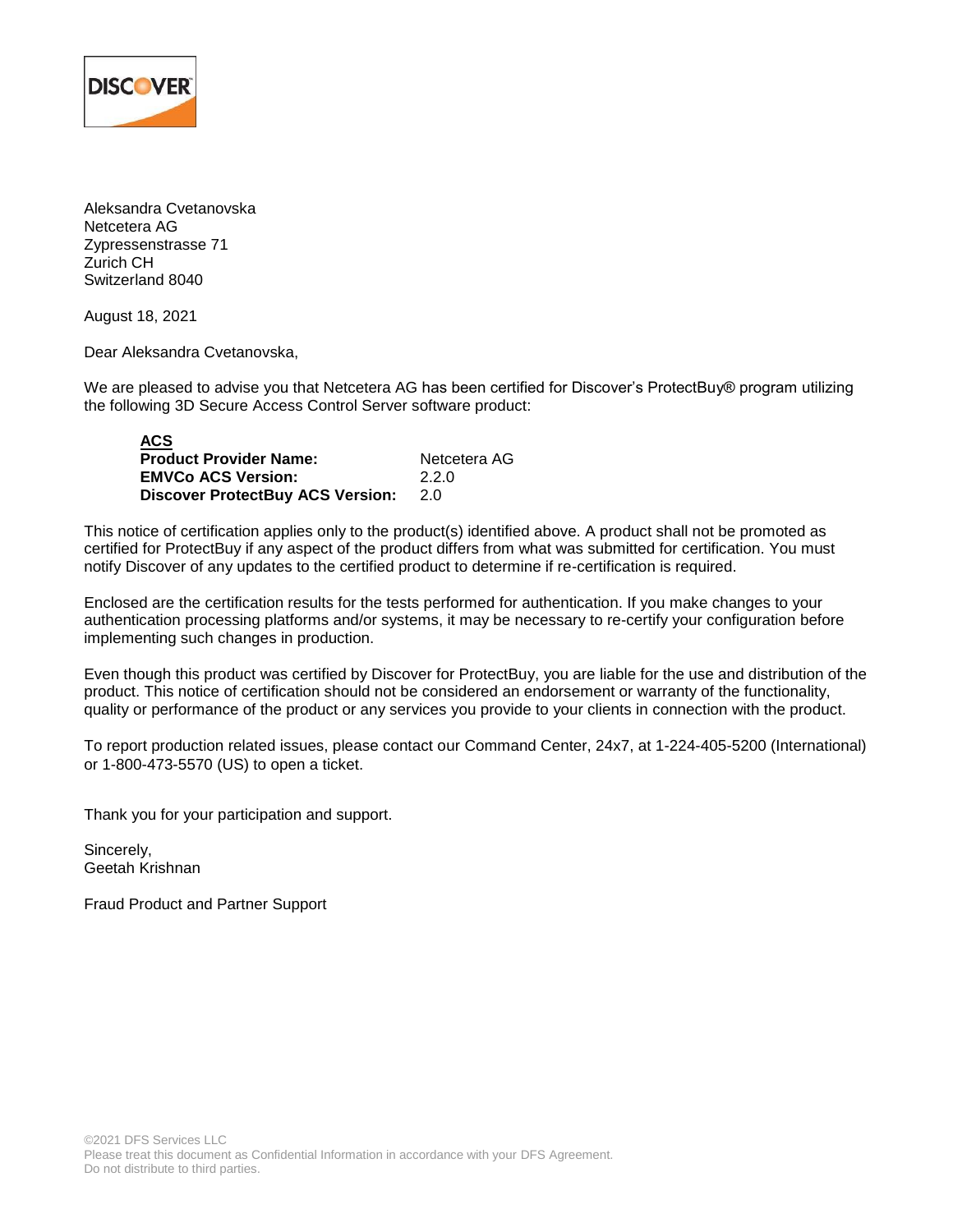DISCOVER

Aleksandra Cvetanovska
Netcetera AG
Zypressenstrasse 71
Zurich CH
Switzerland 8040

August 18, 2021

Dear Aleksandra Cvetanovska,

We are pleased to advise you that Netcetera AG has been certified for Discover's ProtectBuy® program utilizing the following 3D Secure Access Control Server software product:

**ACS**

| | |
|---|---|
| **Product Provider Name:** | Netcetera AG |
| **EMVCo ACS Version:** | 2.2.0 |
| **Discover ProtectBuy ACS Version:** | 2.0 |

This notice of certification applies only to the product(s) identified above. A product shall not be promoted as certified for ProtectBuy if any aspect of the product differs from what was submitted for certification. You must notify Discover of any updates to the certified product to determine if re-certification is required.

Enclosed are the certification results for the tests performed for authentication. If you make changes to your authentication processing platforms and/or systems, it may be necessary to re-certify your configuration before implementing such changes in production.

Even though this product was certified by Discover for ProtectBuy, you are liable for the use and distribution of the product. This notice of certification should not be considered an endorsement or warranty of the functionality, quality or performance of the product or any services you provide to your clients in connection with the product.

To report production related issues, please contact our Command Center, 24x7, at 1-224-405-5200 (International) or 1-800-473-5570 (US) to open a ticket.

Thank you for your participation and support.

Sincerely,
Geetah Krishnan

Fraud Product and Partner Support

©2021 DFS Services LLC
Please treat this document as Confidential Information in accordance with your DFS Agreement.
Do not distribute to third parties.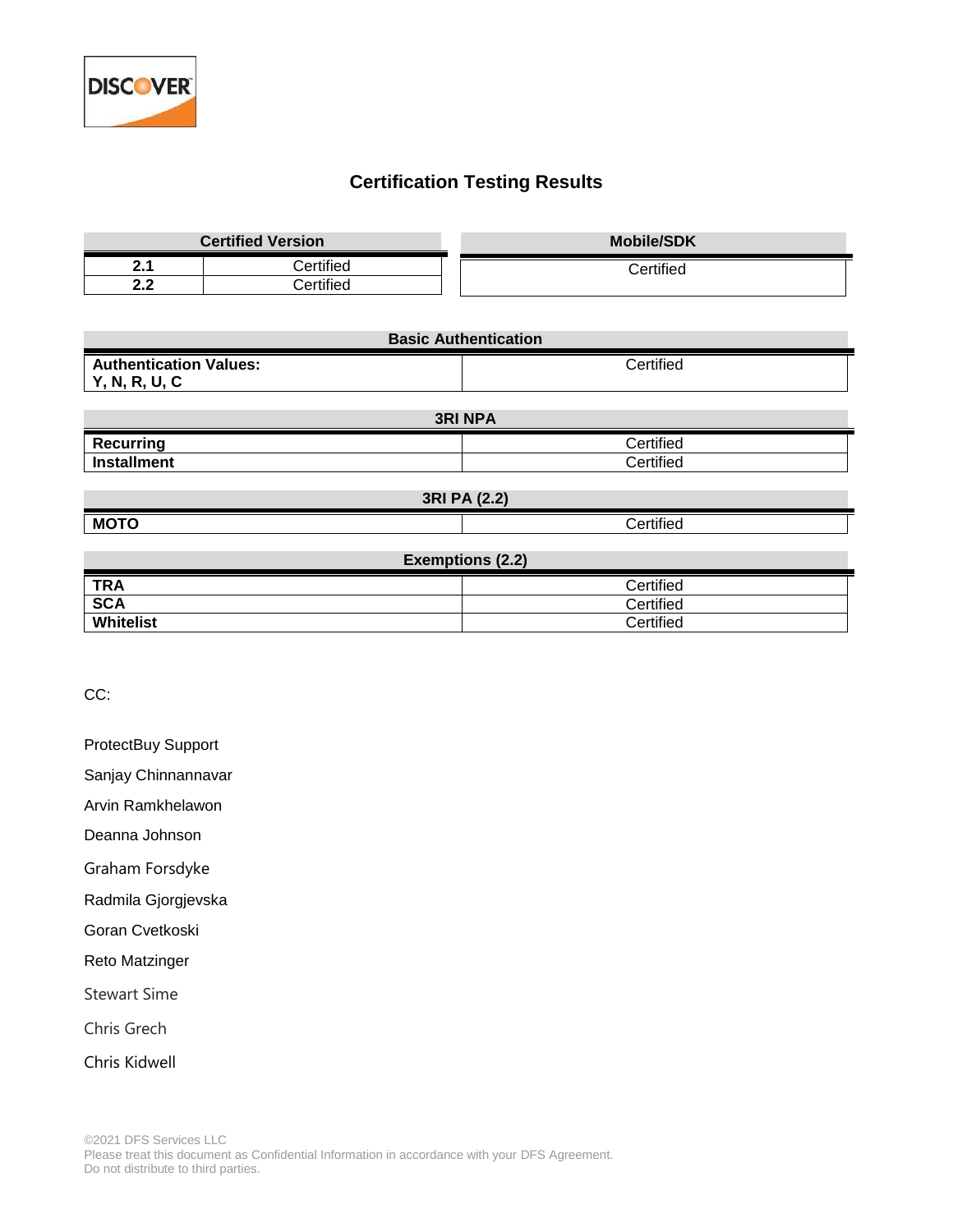## Certification Testing Results

| Certified Version | |
|---|---|
| 2.1 | Certified |
| 2.2 | Certified |

| Mobile/SDK |
|---|
| Certified |

| Basic Authentication | |
|---|---|
| **Authentication Values: Y, N, R, U, C** | Certified |

| 3RI NPA | |
|---|---|
| **Recurring** | Certified |
| **Installment** | Certified |

| 3RI PA (2.2) | |
|---|---|
| **MOTO** | Certified |

| Exemptions (2.2) | |
|---|---|
| **TRA** | Certified |
| **SCA** | Certified |
| **Whitelist** | Certified |

CC:

ProtectBuy Support

Sanjay Chinnannavar

Arvin Ramkhelawon

Deanna Johnson

Graham Forsdyke

Radmila Gjorgjevska

Goran Cvetkoski

Reto Matzinger

Stewart Sime

Chris Grech

Chris Kidwell

©2021 DFS Services LLC
Please treat this document as Confidential Information in accordance with your DFS Agreement.
Do not distribute to third parties.